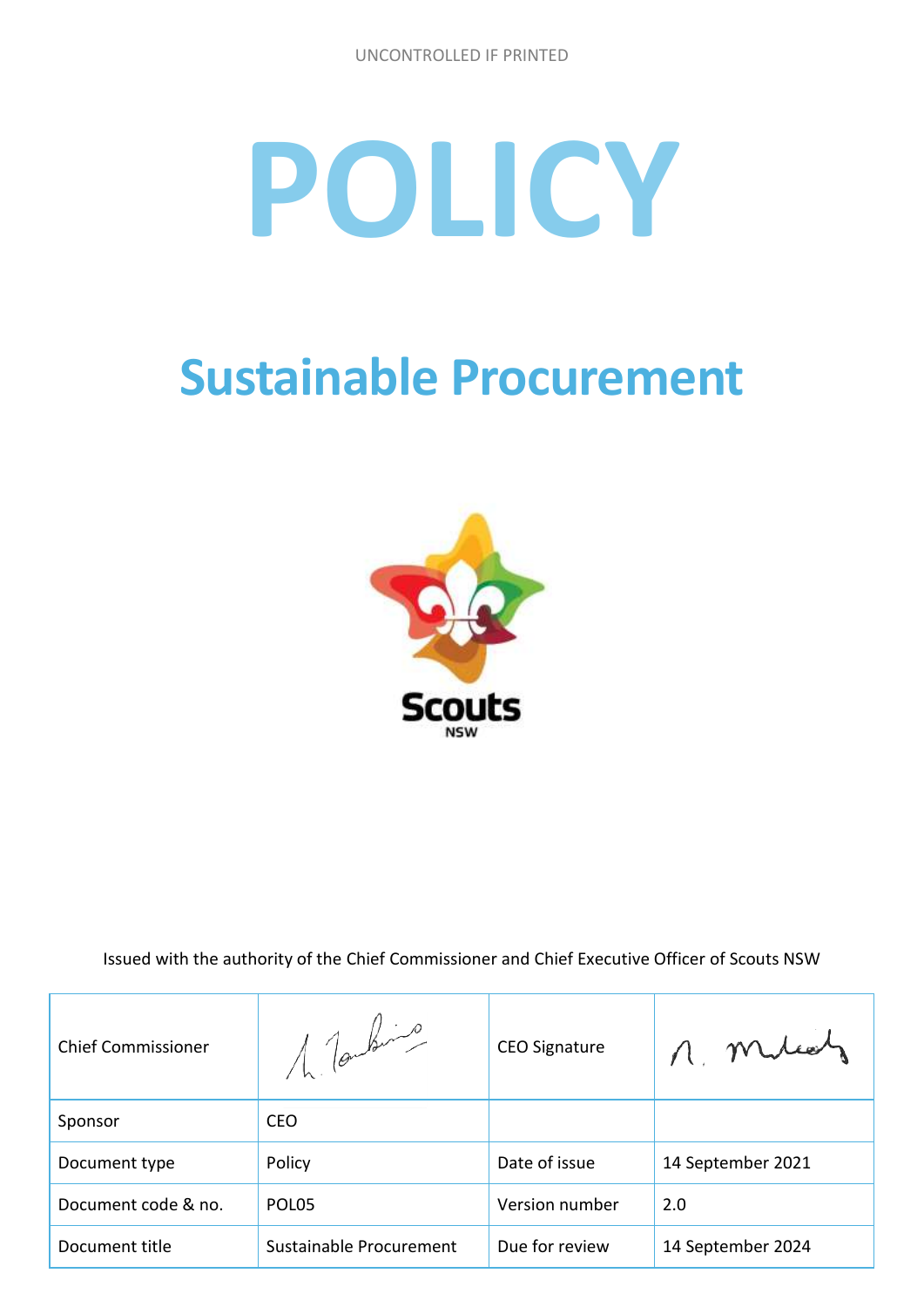UNCONTROLLED IF PRINTED

# POLICY

## Sustainable Procurement

Issued with the authority of the Chief Commissioner and Chief Executive Officer of Scouts NSW

| Chief Commissioner | | CEO Signature | |
|---|---|---|---|
| Sponsor | CEO | | |
| Document type | Policy | Date of issue | 14 September 2021 |
| Document code & no. | POL05 | Version number | 2.0 |
| Document title | Sustainable Procurement | Due for review | 14 September 2024 |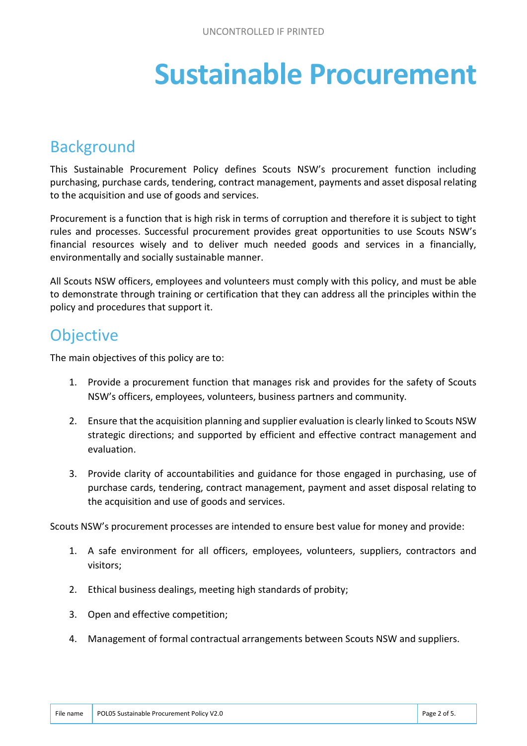# Sustainable Procurement

## Background

This Sustainable Procurement Policy defines Scouts NSW's procurement function including purchasing, purchase cards, tendering, contract management, payments and asset disposal relating to the acquisition and use of goods and services.

Procurement is a function that is high risk in terms of corruption and therefore it is subject to tight rules and processes. Successful procurement provides great opportunities to use Scouts NSW's financial resources wisely and to deliver much needed goods and services in a financially, environmentally and socially sustainable manner.

All Scouts NSW officers, employees and volunteers must comply with this policy, and must be able to demonstrate through training or certification that they can address all the principles within the policy and procedures that support it.

## Objective

The main objectives of this policy are to:

1. Provide a procurement function that manages risk and provides for the safety of Scouts NSW's officers, employees, volunteers, business partners and community.
2. Ensure that the acquisition planning and supplier evaluation is clearly linked to Scouts NSW strategic directions; and supported by efficient and effective contract management and evaluation.
3. Provide clarity of accountabilities and guidance for those engaged in purchasing, use of purchase cards, tendering, contract management, payment and asset disposal relating to the acquisition and use of goods and services.

Scouts NSW's procurement processes are intended to ensure best value for money and provide:

1. A safe environment for all officers, employees, volunteers, suppliers, contractors and visitors;
2. Ethical business dealings, meeting high standards of probity;
3. Open and effective competition;
4. Management of formal contractual arrangements between Scouts NSW and suppliers.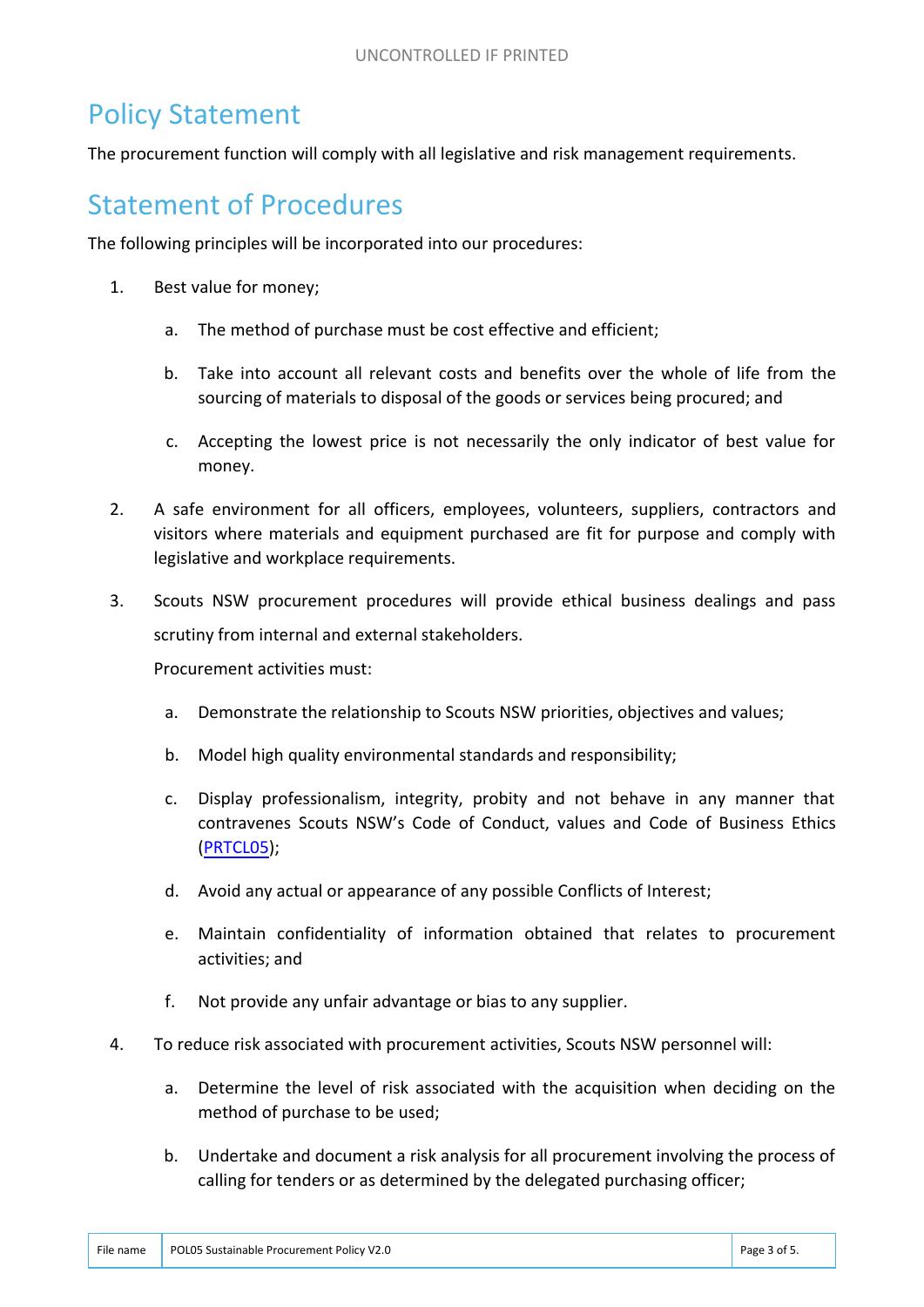## Policy Statement

The procurement function will comply with all legislative and risk management requirements.

## Statement of Procedures

The following principles will be incorporated into our procedures:

1. Best value for money;
   a. The method of purchase must be cost effective and efficient;
   b. Take into account all relevant costs and benefits over the whole of life from the sourcing of materials to disposal of the goods or services being procured; and
   c. Accepting the lowest price is not necessarily the only indicator of best value for money.
2. A safe environment for all officers, employees, volunteers, suppliers, contractors and visitors where materials and equipment purchased are fit for purpose and comply with legislative and workplace requirements.
3. Scouts NSW procurement procedures will provide ethical business dealings and pass scrutiny from internal and external stakeholders.

   Procurement activities must:

   a. Demonstrate the relationship to Scouts NSW priorities, objectives and values;
   b. Model high quality environmental standards and responsibility;
   c. Display professionalism, integrity, probity and not behave in any manner that contravenes Scouts NSW's Code of Conduct, values and Code of Business Ethics (PRTCL05);
   d. Avoid any actual or appearance of any possible Conflicts of Interest;
   e. Maintain confidentiality of information obtained that relates to procurement activities; and
   f. Not provide any unfair advantage or bias to any supplier.
4. To reduce risk associated with procurement activities, Scouts NSW personnel will:
   a. Determine the level of risk associated with the acquisition when deciding on the method of purchase to be used;
   b. Undertake and document a risk analysis for all procurement involving the process of calling for tenders or as determined by the delegated purchasing officer;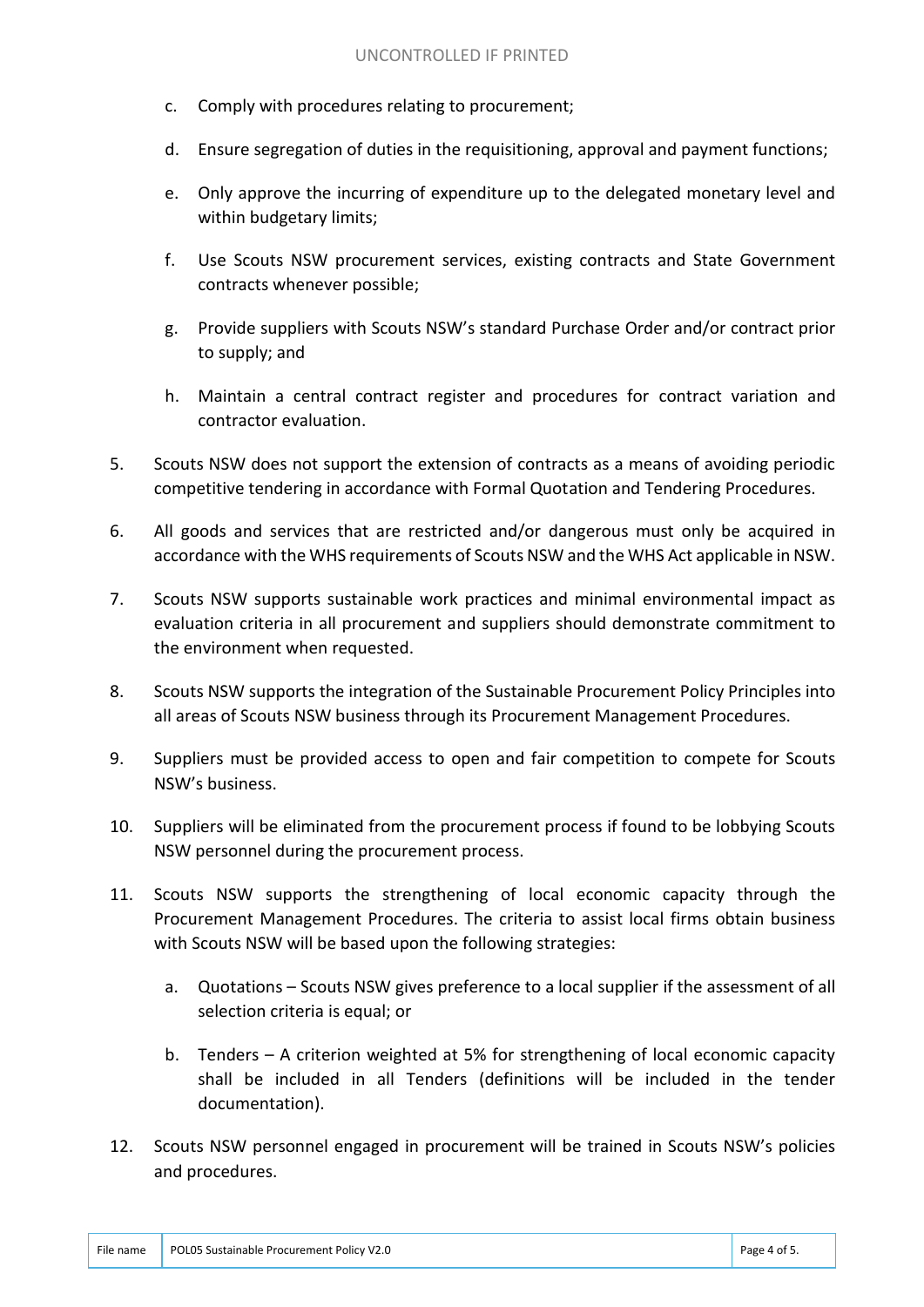c. Comply with procedures relating to procurement;

d. Ensure segregation of duties in the requisitioning, approval and payment functions;

e. Only approve the incurring of expenditure up to the delegated monetary level and within budgetary limits;

f. Use Scouts NSW procurement services, existing contracts and State Government contracts whenever possible;

g. Provide suppliers with Scouts NSW's standard Purchase Order and/or contract prior to supply; and

h. Maintain a central contract register and procedures for contract variation and contractor evaluation.

5. Scouts NSW does not support the extension of contracts as a means of avoiding periodic competitive tendering in accordance with Formal Quotation and Tendering Procedures.

6. All goods and services that are restricted and/or dangerous must only be acquired in accordance with the WHS requirements of Scouts NSW and the WHS Act applicable in NSW.

7. Scouts NSW supports sustainable work practices and minimal environmental impact as evaluation criteria in all procurement and suppliers should demonstrate commitment to the environment when requested.

8. Scouts NSW supports the integration of the Sustainable Procurement Policy Principles into all areas of Scouts NSW business through its Procurement Management Procedures.

9. Suppliers must be provided access to open and fair competition to compete for Scouts NSW's business.

10. Suppliers will be eliminated from the procurement process if found to be lobbying Scouts NSW personnel during the procurement process.

11. Scouts NSW supports the strengthening of local economic capacity through the Procurement Management Procedures. The criteria to assist local firms obtain business with Scouts NSW will be based upon the following strategies:

    a. Quotations – Scouts NSW gives preference to a local supplier if the assessment of all selection criteria is equal; or

    b. Tenders – A criterion weighted at 5% for strengthening of local economic capacity shall be included in all Tenders (definitions will be included in the tender documentation).

12. Scouts NSW personnel engaged in procurement will be trained in Scouts NSW's policies and procedures.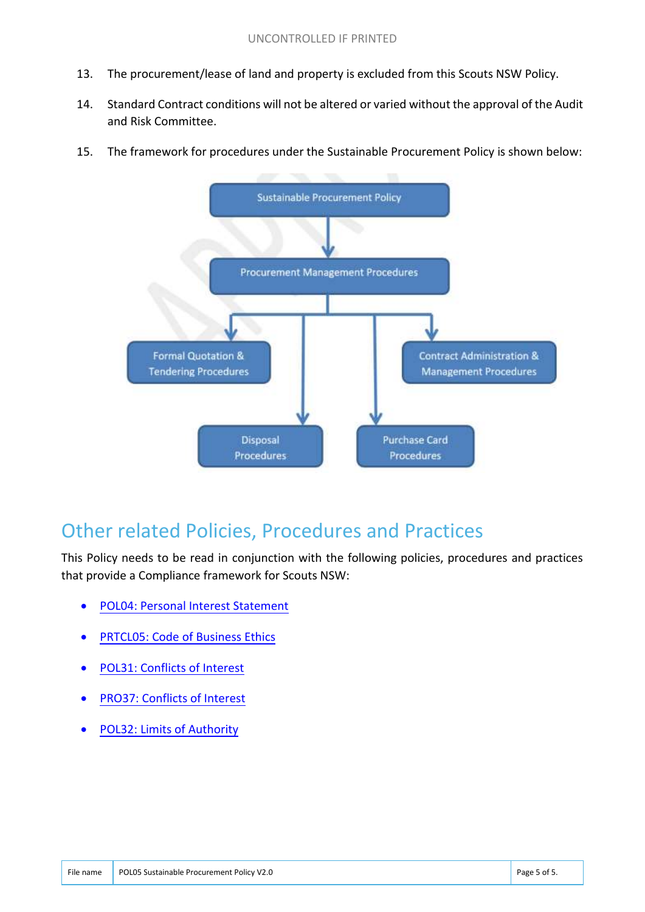13. The procurement/lease of land and property is excluded from this Scouts NSW Policy.

14. Standard Contract conditions will not be altered or varied without the approval of the Audit and Risk Committee.

15. The framework for procedures under the Sustainable Procurement Policy is shown below:

Sustainable Procurement Policy

Procurement Management Procedures

Formal Quotation & Tendering Procedures

Contract Administration & Management Procedures

Disposal Procedures

Purchase Card Procedures

## Other related Policies, Procedures and Practices

This Policy needs to be read in conjunction with the following policies, procedures and practices that provide a Compliance framework for Scouts NSW:

- POL04: Personal Interest Statement
- PRTCL05: Code of Business Ethics
- POL31: Conflicts of Interest
- PRO37: Conflicts of Interest
- POL32: Limits of Authority